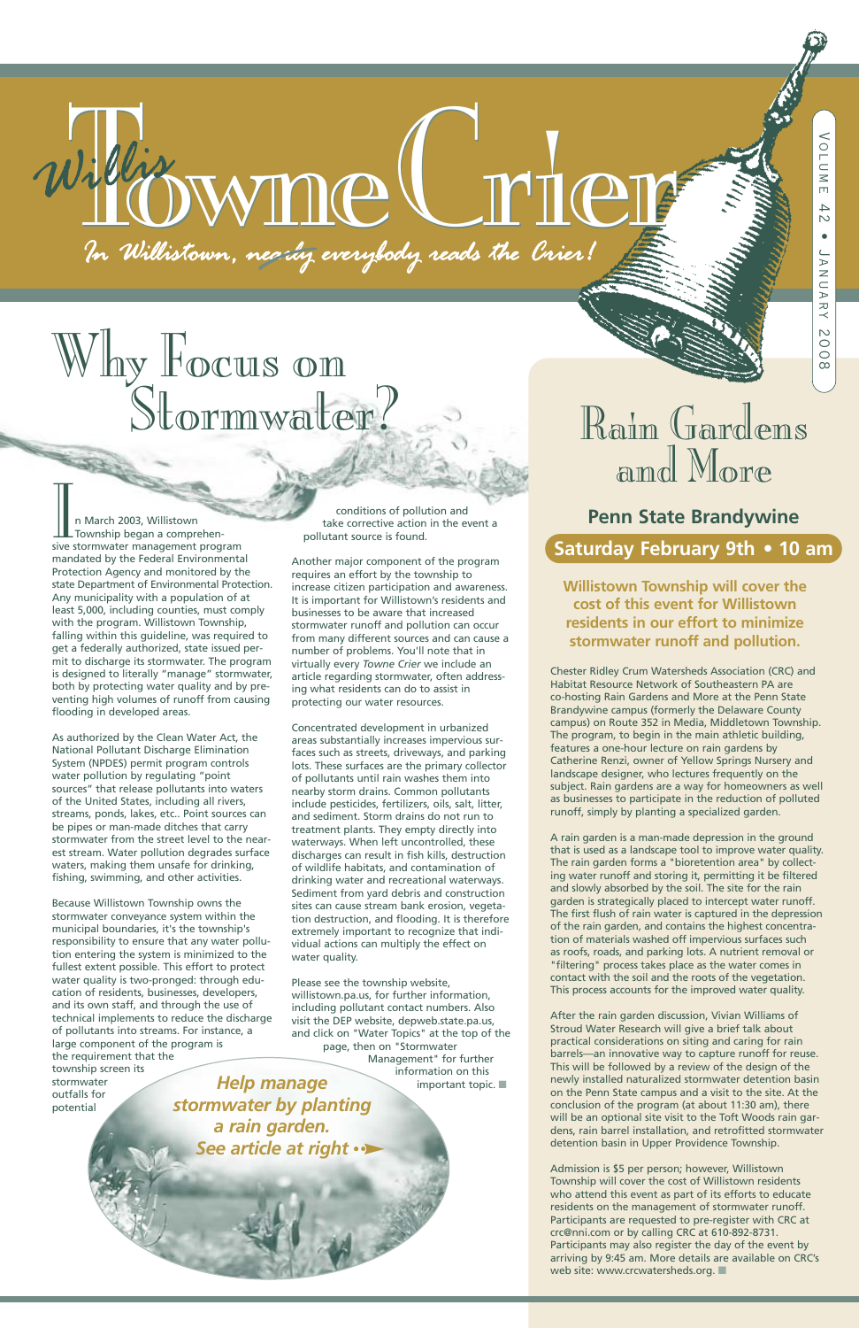# Willis Towne Crier

*In Willistown, ~~nearly~~ everybody reads the Crier!*

Volume 42 • January 2008

# Why Focus on Stormwater?

In March 2003, Willistown Township began a comprehensive stormwater management program mandated by the Federal Environmental Protection Agency and monitored by the state Department of Environmental Protection. Any municipality with a population of at least 5,000, including counties, must comply with the program. Willistown Township, falling within this guideline, was required to get a federally authorized, state issued permit to discharge its stormwater. The program is designed to literally "manage" stormwater, both by protecting water quality and by preventing high volumes of runoff from causing flooding in developed areas.

As authorized by the Clean Water Act, the National Pollutant Discharge Elimination System (NPDES) permit program controls water pollution by regulating "point sources" that release pollutants into waters of the United States, including all rivers, streams, ponds, lakes, etc.. Point sources can be pipes or man-made ditches that carry stormwater from the street level to the nearest stream. Water pollution degrades surface waters, making them unsafe for drinking, fishing, swimming, and other activities.

Because Willistown Township owns the stormwater conveyance system within the municipal boundaries, it's the township's responsibility to ensure that any water pollution entering the system is minimized to the fullest extent possible. This effort to protect water quality is two-pronged: through education of residents, businesses, developers, and its own staff, and through the use of technical implements to reduce the discharge of pollutants into streams. For instance, a large component of the program is the requirement that the township screen its stormwater outfalls for potential conditions of pollution and take corrective action in the event a pollutant source is found.

Another major component of the program requires an effort by the township to increase citizen participation and awareness. It is important for Willistown's residents and businesses to be aware that increased stormwater runoff and pollution can occur from many different sources and can cause a number of problems. You'll note that in virtually every *Towne Crier* we include an article regarding stormwater, often addressing what residents can do to assist in protecting our water resources.

Concentrated development in urbanized areas substantially increases impervious surfaces such as streets, driveways, and parking lots. These surfaces are the primary collector of pollutants until rain washes them into nearby storm drains. Common pollutants include pesticides, fertilizers, oils, salt, litter, and sediment. Storm drains do not run to treatment plants. They empty directly into waterways. When left uncontrolled, these discharges can result in fish kills, destruction of wildlife habitats, and contamination of drinking water and recreational waterways. Sediment from yard debris and construction sites can cause stream bank erosion, vegetation destruction, and flooding. It is therefore extremely important to recognize that individual actions can multiply the effect on water quality.

Please see the township website, willistown.pa.us, for further information, including pollutant contact numbers. Also visit the DEP website, depweb.state.pa.us, and click on "Water Topics" at the top of the page, then on "Stormwater Management" for further information on this important topic. ■

***Help manage stormwater by planting a rain garden. See article at right***

# Rain Gardens and More

## Penn State Brandywine

**Saturday February 9th • 10 am**

**Willistown Township will cover the cost of this event for Willistown residents in our effort to minimize stormwater runoff and pollution.**

Chester Ridley Crum Watersheds Association (CRC) and Habitat Resource Network of Southeastern PA are co-hosting Rain Gardens and More at the Penn State Brandywine campus (formerly the Delaware County campus) on Route 352 in Media, Middletown Township. The program, to begin in the main athletic building, features a one-hour lecture on rain gardens by Catherine Renzi, owner of Yellow Springs Nursery and landscape designer, who lectures frequently on the subject. Rain gardens are a way for homeowners as well as businesses to participate in the reduction of polluted runoff, simply by planting a specialized garden.

A rain garden is a man-made depression in the ground that is used as a landscape tool to improve water quality. The rain garden forms a "bioretention area" by collecting water runoff and storing it, permitting it be filtered and slowly absorbed by the soil. The site for the rain garden is strategically placed to intercept water runoff. The first flush of rain water is captured in the depression of the rain garden, and contains the highest concentration of materials washed off impervious surfaces such as roofs, roads, and parking lots. A nutrient removal or "filtering" process takes place as the water comes in contact with the soil and the roots of the vegetation. This process accounts for the improved water quality.

After the rain garden discussion, Vivian Williams of Stroud Water Research will give a brief talk about practical considerations on siting and caring for rain barrels—an innovative way to capture runoff for reuse. This will be followed by a review of the design of the newly installed naturalized stormwater detention basin on the Penn State campus and a visit to the site. At the conclusion of the program (at about 11:30 am), there will be an optional site visit to the Toft Woods rain gardens, rain barrel installation, and retrofitted stormwater detention basin in Upper Providence Township.

Admission is $5 per person; however, Willistown Township will cover the cost of Willistown residents who attend this event as part of its efforts to educate residents on the management of stormwater runoff. Participants are requested to pre-register with CRC at crc@nni.com or by calling CRC at 610-892-8731. Participants may also register the day of the event by arriving by 9:45 am. More details are available on CRC's web site: www.crcwatersheds.org. ■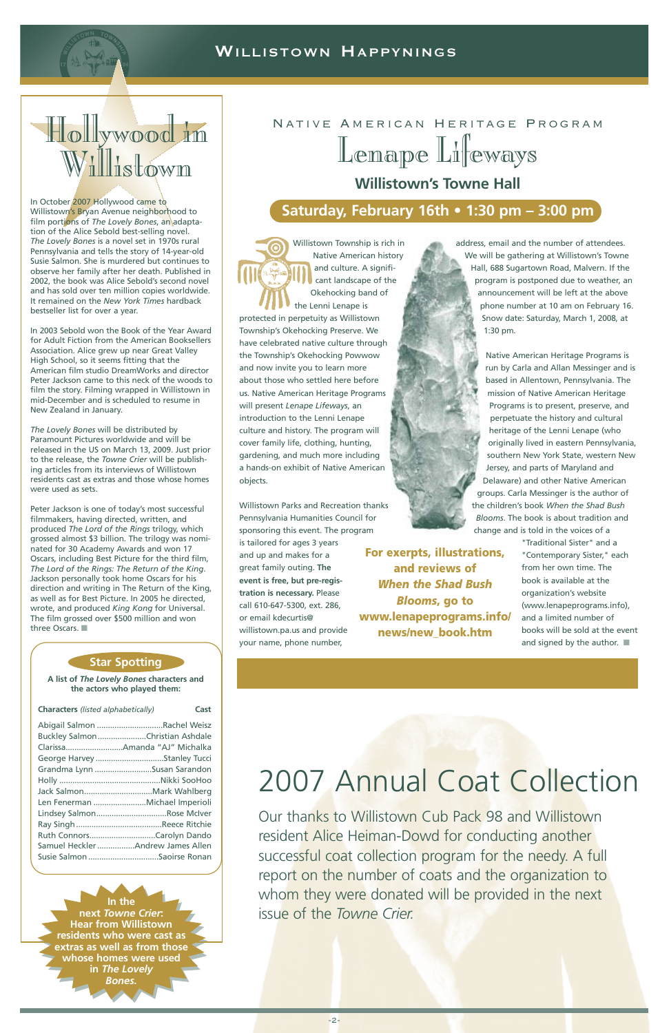# Hollywood in Willistown

In October 2007 Hollywood came to Willistown's Bryan Avenue neighborhood to film portions of *The Lovely Bones*, an adaptation of the Alice Sebold best-selling novel. *The Lovely Bones* is a novel set in 1970s rural Pennsylvania and tells the story of 14-year-old Susie Salmon. She is murdered but continues to observe her family after her death. Published in 2002, the book was Alice Sebold's second novel and has sold over ten million copies worldwide. It remained on the *New York Times* hardback bestseller list for over a year.

In 2003 Sebold won the Book of the Year Award for Adult Fiction from the American Booksellers Association. Alice grew up near Great Valley High School, so it seems fitting that the American film studio DreamWorks and director Peter Jackson came to this neck of the woods to film the story. Filming wrapped in Willistown in mid-December and is scheduled to resume in New Zealand in January.

*The Lovely Bones* will be distributed by Paramount Pictures worldwide and will be released in the US on March 13, 2009. Just prior to the release, the *Towne Crier* will be publishing articles from its interviews of Willistown residents cast as extras and those whose homes were used as sets.

Peter Jackson is one of today's most successful filmmakers, having directed, written, and produced *The Lord of the Rings* trilogy, which grossed almost $3 billion. The trilogy was nominated for 30 Academy Awards and won 17 Oscars, including Best Picture for the third film, *The Lord of the Rings: The Return of the King*. Jackson personally took home Oscars for his direction and writing in The Return of the King, as well as for Best Picture. In 2005 he directed, wrote, and produced *King Kong* for Universal. The film grossed over $500 million and won three Oscars. ■

## Star Spotting

**A list of *The Lovely Bones* characters and the actors who played them:**

| **Characters** *(listed alphabetically)* | **Cast** |
|---|---|
| Abigail Salmon | Rachel Weisz |
| Buckley Salmon | Christian Ashdale |
| Clarissa | Amanda "AJ" Michalka |
| George Harvey | Stanley Tucci |
| Grandma Lynn | Susan Sarandon |
| Holly | Nikki SooHoo |
| Jack Salmon | Mark Wahlberg |
| Len Fenerman | Michael Imperioli |
| Lindsey Salmon | Rose McIver |
| Ray Singh | Reece Ritchie |
| Ruth Connors | Carolyn Dando |
| Samuel Heckler | Andrew James Allen |
| Susie Salmon | Saoirse Ronan |

**In the next *Towne Crier*: Hear from Willistown residents who were cast as extras as well as from those whose homes were used in *The Lovely Bones*.**

# Native American Heritage Program

# Lenape Lifeways

## Willistown's Towne Hall

## Saturday, February 16th • 1:30 pm – 3:00 pm

Willistown Township is rich in Native American history and culture. A significant landscape of the Okehocking band of the Lenni Lenape is protected in perpetuity as Willistown Township's Okehocking Preserve. We have celebrated native culture through the Township's Okehocking Powwow and now invite you to learn more about those who settled here before us. Native American Heritage Programs will present *Lenape Lifeways*, an introduction to the Lenni Lenape culture and history. The program will cover family life, clothing, hunting, gardening, and much more including a hands-on exhibit of Native American objects.

Willistown Parks and Recreation thanks Pennsylvania Humanities Council for sponsoring this event. The program is tailored for ages 3 years and up and makes for a great family outing. **The event is free, but pre-registration is necessary.** Please call 610-647-5300, ext. 286, or email kdecurtis@willistown.pa.us and provide your name, phone number, address, email and the number of attendees. We will be gathering at Willistown's Towne Hall, 688 Sugartown Road, Malvern. If the program is postponed due to weather, an announcement will be left at the above phone number at 10 am on February 16. Snow date: Saturday, March 1, 2008, at 1:30 pm.

Native American Heritage Programs is run by Carla and Allan Messinger and is based in Allentown, Pennsylvania. The mission of Native American Heritage Programs is to present, preserve, and perpetuate the history and cultural heritage of the Lenni Lenape (who originally lived in eastern Pennsylvania, southern New York State, western New Jersey, and parts of Maryland and Delaware) and other Native American groups. Carla Messinger is the author of the children's book *When the Shad Bush Blooms*. The book is about tradition and change and is told in the voices of a "Traditional Sister" and a "Contemporary Sister," each from her own time. The book is available at the organization's website (www.lenapeprograms.info), and a limited number of books will be sold at the event and signed by the author. ■

**For exerpts, illustrations, and reviews of *When the Shad Bush Blooms*, go to www.lenapeprograms.info/news/new_book.htm**

# 2007 Annual Coat Collection

Our thanks to Willistown Cub Pack 98 and Willistown resident Alice Heiman-Dowd for conducting another successful coat collection program for the needy. A full report on the number of coats and the organization to whom they were donated will be provided in the next issue of the *Towne Crier*.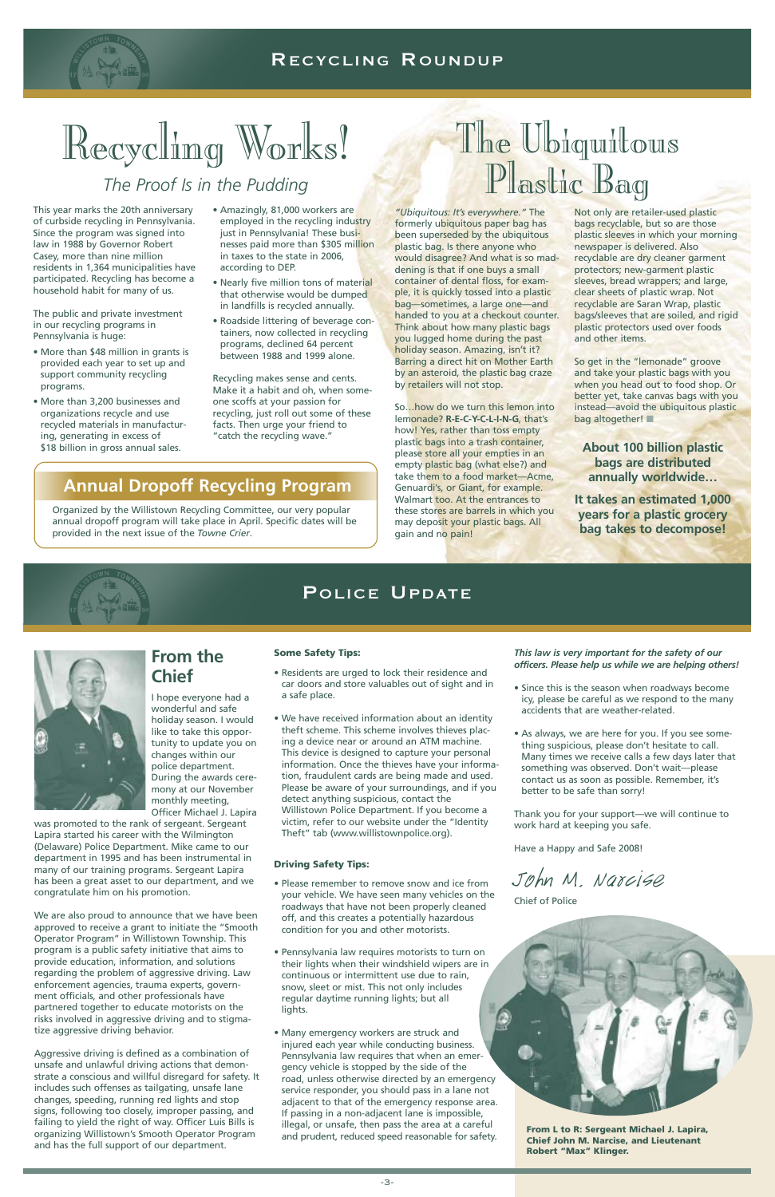# Recycling Roundup

## Recycling Works!

### *The Proof Is in the Pudding*

This year marks the 20th anniversary of curbside recycling in Pennsylvania. Since the program was signed into law in 1988 by Governor Robert Casey, more than nine million residents in 1,364 municipalities have participated. Recycling has become a household habit for many of us.

The public and private investment in our recycling programs in Pennsylvania is huge:

- More than $48 million in grants is provided each year to set up and support community recycling programs.
- More than 3,200 businesses and organizations recycle and use recycled materials in manufacturing, generating in excess of $18 billion in gross annual sales.
- Amazingly, 81,000 workers are employed in the recycling industry just in Pennsylvania! These businesses paid more than $305 million in taxes to the state in 2006, according to DEP.
- Nearly five million tons of material that otherwise would be dumped in landfills is recycled annually.
- Roadside littering of beverage containers, now collected in recycling programs, declined 64 percent between 1988 and 1999 alone.

Recycling makes sense and cents. Make it a habit and oh, when someone scoffs at your passion for recycling, just roll out some of these facts. Then urge your friend to "catch the recycling wave."

## Annual Dropoff Recycling Program

Organized by the Willistown Recycling Committee, our very popular annual dropoff program will take place in April. Specific dates will be provided in the next issue of the *Towne Crier*.

## The Ubiquitous Plastic Bag

*"Ubiquitous: It's everywhere."* The formerly ubiquitous paper bag has been superseded by the ubiquitous plastic bag. Is there anyone who would disagree? And what is so maddening is that if one buys a small container of dental floss, for example, it is quickly tossed into a plastic bag—sometimes, a large one—and handed to you at a checkout counter. Think about how many plastic bags you lugged home during the past holiday season. Amazing, isn't it? Barring a direct hit on Mother Earth by an asteroid, the plastic bag craze by retailers will not stop.

So…how do we turn this lemon into lemonade? **R-E-C-Y-C-L-I-N-G**, that's how! Yes, rather than toss empty plastic bags into a trash container, please store all your empties in an empty plastic bag (what else?) and take them to a food market—Acme, Genuardi's, or Giant, for example. Walmart too. At the entrances to these stores are barrels in which you may deposit your plastic bags. All gain and no pain!

Not only are retailer-used plastic bags recyclable, but so are those plastic sleeves in which your morning newspaper is delivered. Also recyclable are dry cleaner garment protectors; new-garment plastic sleeves, bread wrappers; and large, clear sheets of plastic wrap. Not recyclable are Saran Wrap, plastic bags/sleeves that are soiled, and rigid plastic protectors used over foods and other items.

So get in the "lemonade" groove and take your plastic bags with you when you head out to food shop. Or better yet, take canvas bags with you instead—avoid the ubiquitous plastic bag altogether! ■

**About 100 billion plastic bags are distributed annually worldwide…**

**It takes an estimated 1,000 years for a plastic grocery bag takes to decompose!**

# Police Update

## From the Chief

I hope everyone had a wonderful and safe holiday season. I would like to take this opportunity to update you on changes within our police department. During the awards ceremony at our November monthly meeting, Officer Michael J. Lapira was promoted to the rank of sergeant. Sergeant Lapira started his career with the Wilmington (Delaware) Police Department. Mike came to our department in 1995 and has been instrumental in many of our training programs. Sergeant Lapira has been a great asset to our department, and we congratulate him on his promotion.

We are also proud to announce that we have been approved to receive a grant to initiate the "Smooth Operator Program" in Willistown Township. This program is a public safety initiative that aims to provide education, information, and solutions regarding the problem of aggressive driving. Law enforcement agencies, trauma experts, government officials, and other professionals have partnered together to educate motorists on the risks involved in aggressive driving and to stigmatize aggressive driving behavior.

Aggressive driving is defined as a combination of unsafe and unlawful driving actions that demonstrate a conscious and willful disregard for safety. It includes such offenses as tailgating, unsafe lane changes, speeding, running red lights and stop signs, following too closely, improper passing, and failing to yield the right of way. Officer Luis Bills is organizing Willistown's Smooth Operator Program and has the full support of our department.

**Some Safety Tips:**

- Residents are urged to lock their residence and car doors and store valuables out of sight and in a safe place.
- We have received information about an identity theft scheme. This scheme involves thieves placing a device near or around an ATM machine. This device is designed to capture your personal information. Once the thieves have your information, fraudulent cards are being made and used. Please be aware of your surroundings, and if you detect anything suspicious, contact the Willistown Police Department. If you become a victim, refer to our website under the "Identity Theft" tab (www.willistownpolice.org).

**Driving Safety Tips:**

- Please remember to remove snow and ice from your vehicle. We have seen many vehicles on the roadways that have not been properly cleaned off, and this creates a potentially hazardous condition for you and other motorists.
- Pennsylvania law requires motorists to turn on their lights when their windshield wipers are in continuous or intermittent use due to rain, snow, sleet or mist. This not only includes regular daytime running lights; but all lights.
- Many emergency workers are struck and injured each year while conducting business. Pennsylvania law requires that when an emergency vehicle is stopped by the side of the road, unless otherwise directed by an emergency service responder, you should pass in a lane not adjacent to that of the emergency response area. If passing in a non-adjacent lane is impossible, illegal, or unsafe, then pass the area at a careful and prudent, reduced speed reasonable for safety.

***This law is very important for the safety of our officers. Please help us while we are helping others!***

- Since this is the season when roadways become icy, please be careful as we respond to the many accidents that are weather-related.
- As always, we are here for you. If you see something suspicious, please don't hesitate to call. Many times we receive calls a few days later that something was observed. Don't wait—please contact us as soon as possible. Remember, it's better to be safe than sorry!

Thank you for your support—we will continue to work hard at keeping you safe.

Have a Happy and Safe 2008!

*John M. Narcise*

Chief of Police

**From L to R: Sergeant Michael J. Lapira, Chief John M. Narcise, and Lieutenant Robert "Max" Klinger.**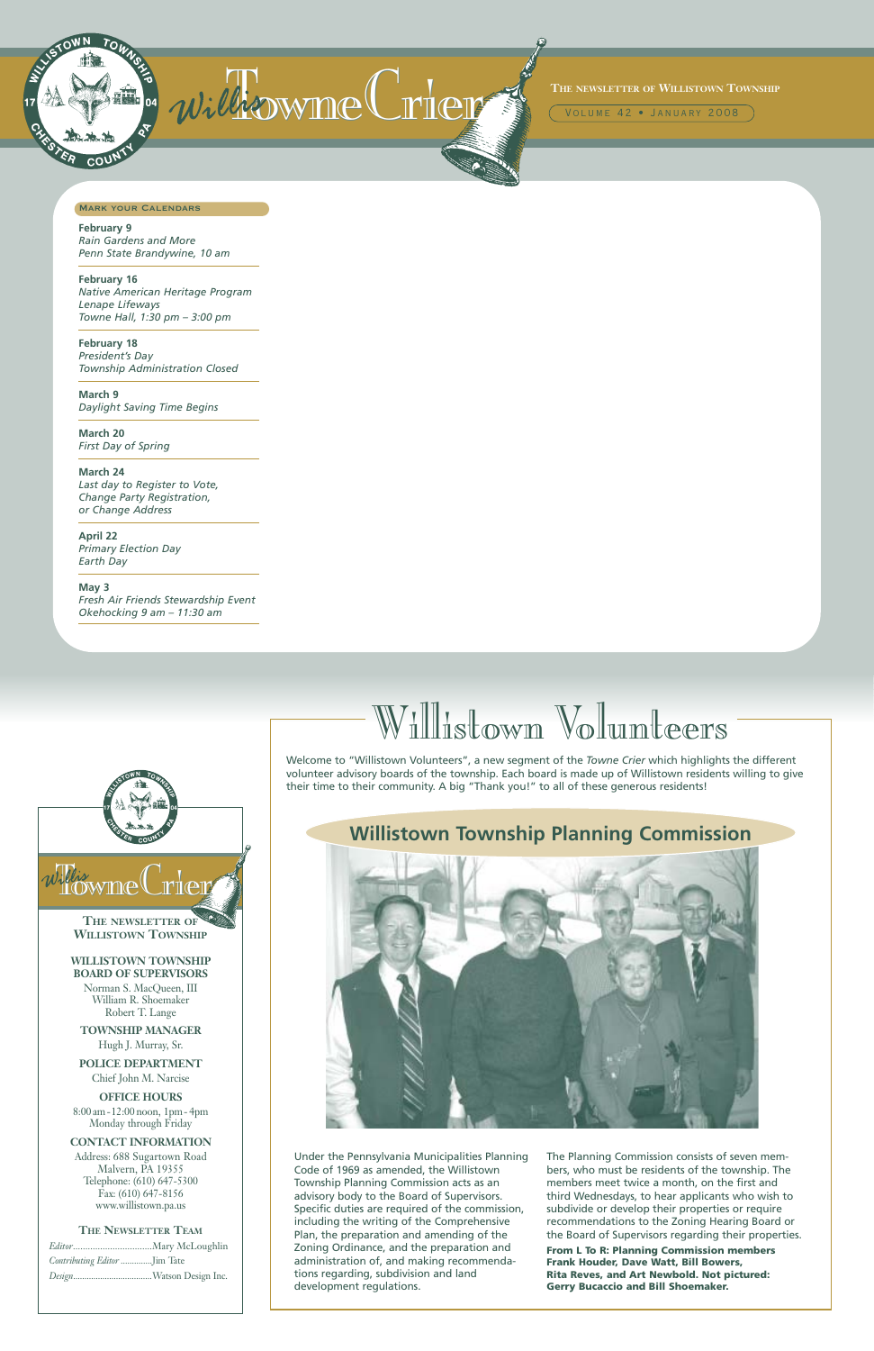# Willis Towne Crier

The newsletter of Willistown Township

Volume 42 • January 2008

## Mark your Calendars

**February 9**
*Rain Gardens and More*
*Penn State Brandywine, 10 am*

**February 16**
*Native American Heritage Program*
*Lenape Lifeways*
*Towne Hall, 1:30 pm – 3:00 pm*

**February 18**
*President's Day*
*Township Administration Closed*

**March 9**
*Daylight Saving Time Begins*

**March 20**
*First Day of Spring*

**March 24**
*Last day to Register to Vote,*
*Change Party Registration,*
*or Change Address*

**April 22**
*Primary Election Day*
*Earth Day*

**May 3**
*Fresh Air Friends Stewardship Event*
*Okehocking 9 am – 11:30 am*

# Willistown Volunteers

Welcome to "Willistown Volunteers", a new segment of the *Towne Crier* which highlights the different volunteer advisory boards of the township. Each board is made up of Willistown residents willing to give their time to their community. A big "Thank you!" to all of these generous residents!

## Willistown Township Planning Commission

Under the Pennsylvania Municipalities Planning Code of 1969 as amended, the Willistown Township Planning Commission acts as an advisory body to the Board of Supervisors. Specific duties are required of the commission, including the writing of the Comprehensive Plan, the preparation and amending of the Zoning Ordinance, and the preparation and administration of, and making recommendations regarding, subdivision and land development regulations.

The Planning Commission consists of seven members, who must be residents of the township. The members meet twice a month, on the first and third Wednesdays, to hear applicants who wish to subdivide or develop their properties or require recommendations to the Zoning Hearing Board or the Board of Supervisors regarding their properties.

**From L To R: Planning Commission members Frank Houder, Dave Watt, Bill Bowers, Rita Reves, and Art Newbold. Not pictured: Gerry Bucaccio and Bill Shoemaker.**

---

Willis Towne Crier

The Newsletter of Willistown Township

**WILLISTOWN TOWNSHIP BOARD OF SUPERVISORS**
Norman S. MacQueen, III
William R. Shoemaker
Robert T. Lange

**TOWNSHIP MANAGER**
Hugh J. Murray, Sr.

**POLICE DEPARTMENT**
Chief John M. Narcise

**OFFICE HOURS**
8:00 am - 12:00 noon, 1pm - 4pm
Monday through Friday

**CONTACT INFORMATION**
Address: 688 Sugartown Road
Malvern, PA 19355
Telephone: (610) 647-5300
Fax: (610) 647-8156
www.willistown.pa.us

**The Newsletter Team**
*Editor*................................Mary McLoughlin
*Contributing Editor*.............Jim Tate
*Design*..................................Watson Design Inc.